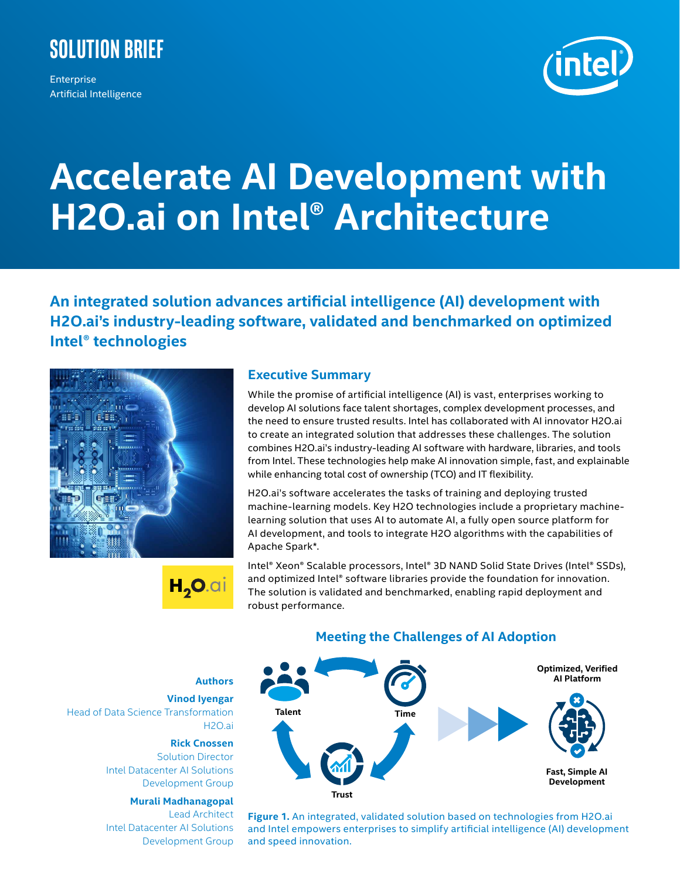SOLUTION BRIEF

Enterprise
Artificial Intelligence

# Accelerate AI Development with H2O.ai on Intel® Architecture

## An integrated solution advances artificial intelligence (AI) development with H2O.ai's industry-leading software, validated and benchmarked on optimized Intel® technologies

### Executive Summary

While the promise of artificial intelligence (AI) is vast, enterprises working to develop AI solutions face talent shortages, complex development processes, and the need to ensure trusted results. Intel has collaborated with AI innovator H2O.ai to create an integrated solution that addresses these challenges. The solution combines H2O.ai's industry-leading AI software with hardware, libraries, and tools from Intel. These technologies help make AI innovation simple, fast, and explainable while enhancing total cost of ownership (TCO) and IT flexibility.

H2O.ai's software accelerates the tasks of training and deploying trusted machine-learning models. Key H2O technologies include a proprietary machine-learning solution that uses AI to automate AI, a fully open source platform for AI development, and tools to integrate H2O algorithms with the capabilities of Apache Spark*.

Intel® Xeon® Scalable processors, Intel® 3D NAND Solid State Drives (Intel® SSDs), and optimized Intel® software libraries provide the foundation for innovation. The solution is validated and benchmarked, enabling rapid deployment and robust performance.

**Authors**

**Vinod Iyengar**
Head of Data Science Transformation
H2O.ai

**Rick Crossen**
Solution Director
Intel Datacenter AI Solutions
Development Group

**Murali Madhanagopal**
Lead Architect
Intel Datacenter AI Solutions
Development Group

### Meeting the Challenges of AI Adoption

Talent — Time — Trust → Optimized, Verified AI Platform — Fast, Simple AI Development

**Figure 1.** An integrated, validated solution based on technologies from H2O.ai and Intel empowers enterprises to simplify artificial intelligence (AI) development and speed innovation.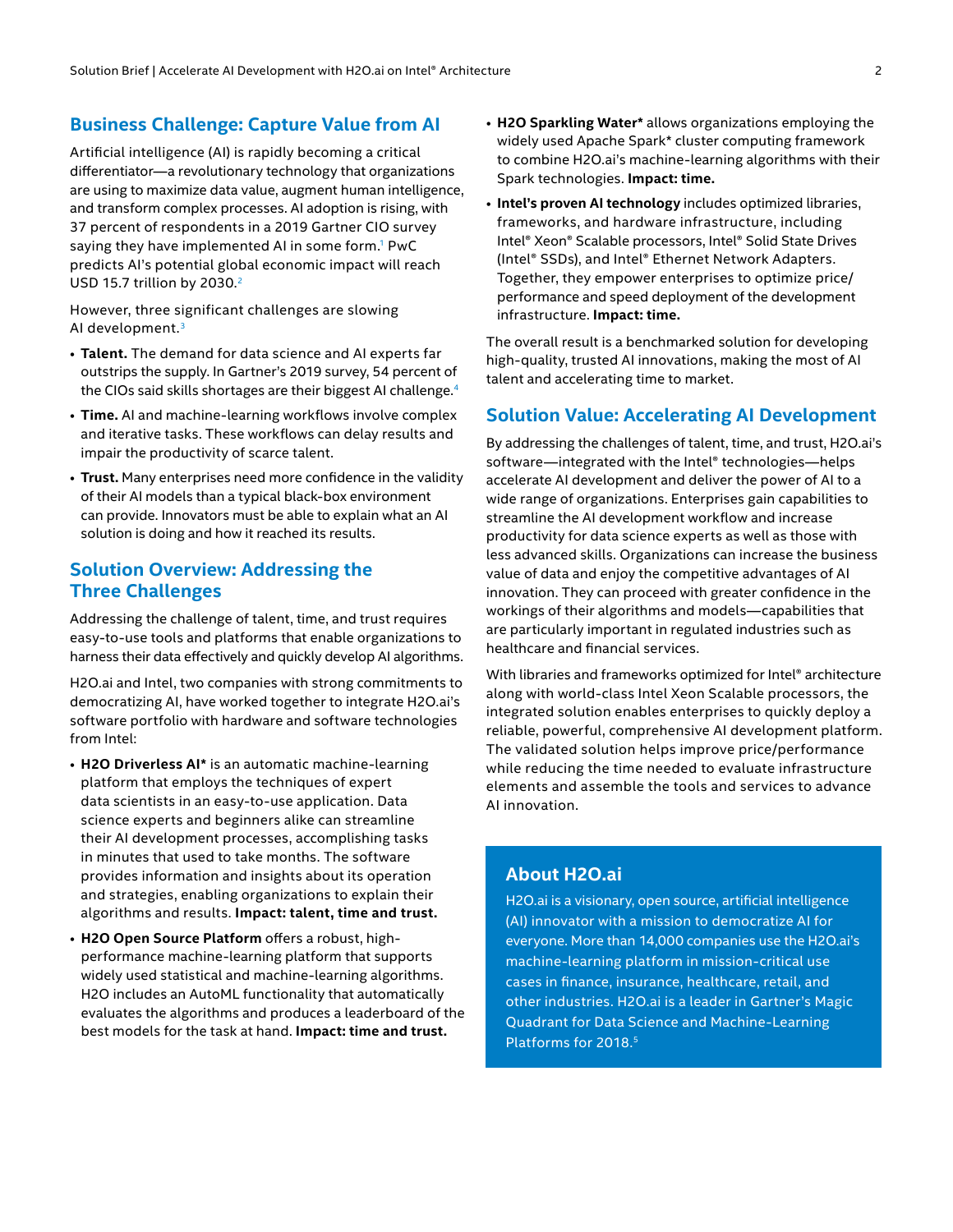## Business Challenge: Capture Value from AI

Artificial intelligence (AI) is rapidly becoming a critical differentiator—a revolutionary technology that organizations are using to maximize data value, augment human intelligence, and transform complex processes. AI adoption is rising, with 37 percent of respondents in a 2019 Gartner CIO survey saying they have implemented AI in some form.[1] PwC predicts AI's potential global economic impact will reach USD 15.7 trillion by 2030.[2]

However, three significant challenges are slowing AI development.[3]

- **Talent.** The demand for data science and AI experts far outstrips the supply. In Gartner's 2019 survey, 54 percent of the CIOs said skills shortages are their biggest AI challenge.[4]
- **Time.** AI and machine-learning workflows involve complex and iterative tasks. These workflows can delay results and impair the productivity of scarce talent.
- **Trust.** Many enterprises need more confidence in the validity of their AI models than a typical black-box environment can provide. Innovators must be able to explain what an AI solution is doing and how it reached its results.

## Solution Overview: Addressing the Three Challenges

Addressing the challenge of talent, time, and trust requires easy-to-use tools and platforms that enable organizations to harness their data effectively and quickly develop AI algorithms.

H2O.ai and Intel, two companies with strong commitments to democratizing AI, have worked together to integrate H2O.ai's software portfolio with hardware and software technologies from Intel:

- **H2O Driverless AI*** is an automatic machine-learning platform that employs the techniques of expert data scientists in an easy-to-use application. Data science experts and beginners alike can streamline their AI development processes, accomplishing tasks in minutes that used to take months. The software provides information and insights about its operation and strategies, enabling organizations to explain their algorithms and results. **Impact: talent, time and trust.**
- **H2O Open Source Platform** offers a robust, high-performance machine-learning platform that supports widely used statistical and machine-learning algorithms. H2O includes an AutoML functionality that automatically evaluates the algorithms and produces a leaderboard of the best models for the task at hand. **Impact: time and trust.**
- **H2O Sparkling Water*** allows organizations employing the widely used Apache Spark* cluster computing framework to combine H2O.ai's machine-learning algorithms with their Spark technologies. **Impact: time.**
- **Intel's proven AI technology** includes optimized libraries, frameworks, and hardware infrastructure, including Intel® Xeon® Scalable processors, Intel® Solid State Drives (Intel® SSDs), and Intel® Ethernet Network Adapters. Together, they empower enterprises to optimize price/performance and speed deployment of the development infrastructure. **Impact: time.**

The overall result is a benchmarked solution for developing high-quality, trusted AI innovations, making the most of AI talent and accelerating time to market.

## Solution Value: Accelerating AI Development

By addressing the challenges of talent, time, and trust, H2O.ai's software—integrated with the Intel® technologies—helps accelerate AI development and deliver the power of AI to a wide range of organizations. Enterprises gain capabilities to streamline the AI development workflow and increase productivity for data science experts as well as those with less advanced skills. Organizations can increase the business value of data and enjoy the competitive advantages of AI innovation. They can proceed with greater confidence in the workings of their algorithms and models—capabilities that are particularly important in regulated industries such as healthcare and financial services.

With libraries and frameworks optimized for Intel® architecture along with world-class Intel Xeon Scalable processors, the integrated solution enables enterprises to quickly deploy a reliable, powerful, comprehensive AI development platform. The validated solution helps improve price/performance while reducing the time needed to evaluate infrastructure elements and assemble the tools and services to advance AI innovation.

### About H2O.ai

H2O.ai is a visionary, open source, artificial intelligence (AI) innovator with a mission to democratize AI for everyone. More than 14,000 companies use the H2O.ai's machine-learning platform in mission-critical use cases in finance, insurance, healthcare, retail, and other industries. H2O.ai is a leader in Gartner's Magic Quadrant for Data Science and Machine-Learning Platforms for 2018.[5]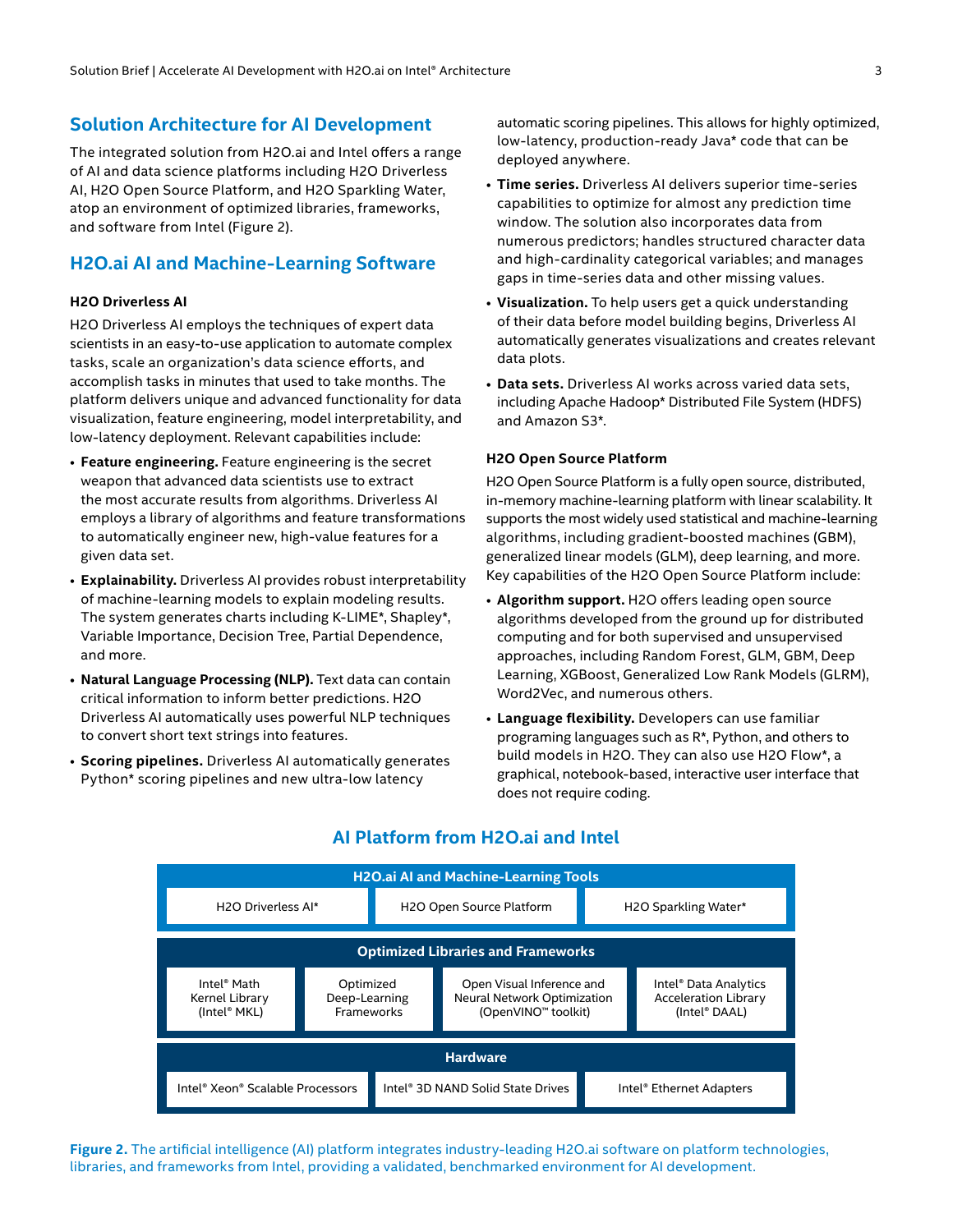## Solution Architecture for AI Development

The integrated solution from H2O.ai and Intel offers a range of AI and data science platforms including H2O Driverless AI, H2O Open Source Platform, and H2O Sparkling Water, atop an environment of optimized libraries, frameworks, and software from Intel (Figure 2).

## H2O.ai AI and Machine-Learning Software

### H2O Driverless AI

H2O Driverless AI employs the techniques of expert data scientists in an easy-to-use application to automate complex tasks, scale an organization's data science efforts, and accomplish tasks in minutes that used to take months. The platform delivers unique and advanced functionality for data visualization, feature engineering, model interpretability, and low-latency deployment. Relevant capabilities include:

- **Feature engineering.** Feature engineering is the secret weapon that advanced data scientists use to extract the most accurate results from algorithms. Driverless AI employs a library of algorithms and feature transformations to automatically engineer new, high-value features for a given data set.
- **Explainability.** Driverless AI provides robust interpretability of machine-learning models to explain modeling results. The system generates charts including K-LIME*, Shapley*, Variable Importance, Decision Tree, Partial Dependence, and more.
- **Natural Language Processing (NLP).** Text data can contain critical information to inform better predictions. H2O Driverless AI automatically uses powerful NLP techniques to convert short text strings into features.
- **Scoring pipelines.** Driverless AI automatically generates Python* scoring pipelines and new ultra-low latency automatic scoring pipelines. This allows for highly optimized, low-latency, production-ready Java* code that can be deployed anywhere.
- **Time series.** Driverless AI delivers superior time-series capabilities to optimize for almost any prediction time window. The solution also incorporates data from numerous predictors; handles structured character data and high-cardinality categorical variables; and manages gaps in time-series data and other missing values.
- **Visualization.** To help users get a quick understanding of their data before model building begins, Driverless AI automatically generates visualizations and creates relevant data plots.
- **Data sets.** Driverless AI works across varied data sets, including Apache Hadoop* Distributed File System (HDFS) and Amazon S3*.

### H2O Open Source Platform

H2O Open Source Platform is a fully open source, distributed, in-memory machine-learning platform with linear scalability. It supports the most widely used statistical and machine-learning algorithms, including gradient-boosted machines (GBM), generalized linear models (GLM), deep learning, and more. Key capabilities of the H2O Open Source Platform include:

- **Algorithm support.** H2O offers leading open source algorithms developed from the ground up for distributed computing and for both supervised and unsupervised approaches, including Random Forest, GLM, GBM, Deep Learning, XGBoost, Generalized Low Rank Models (GLRM), Word2Vec, and numerous others.
- **Language flexibility.** Developers can use familiar programing languages such as R*, Python, and others to build models in H2O. They can also use H2O Flow*, a graphical, notebook-based, interactive user interface that does not require coding.

### AI Platform from H2O.ai and Intel

| H2O.ai AI and Machine-Learning Tools | | | |
|---|---|---|---|
| H2O Driverless AI* | H2O Open Source Platform | H2O Sparkling Water* | |
| **Optimized Libraries and Frameworks** | | | |
| Intel® Math Kernel Library (Intel® MKL) | Optimized Deep-Learning Frameworks | Open Visual Inference and Neural Network Optimization (OpenVINO™ toolkit) | Intel® Data Analytics Acceleration Library (Intel® DAAL) |
| **Hardware** | | | |
| Intel® Xeon® Scalable Processors | Intel® 3D NAND Solid State Drives | Intel® Ethernet Adapters | |

**Figure 2.** The artificial intelligence (AI) platform integrates industry-leading H2O.ai software on platform technologies, libraries, and frameworks from Intel, providing a validated, benchmarked environment for AI development.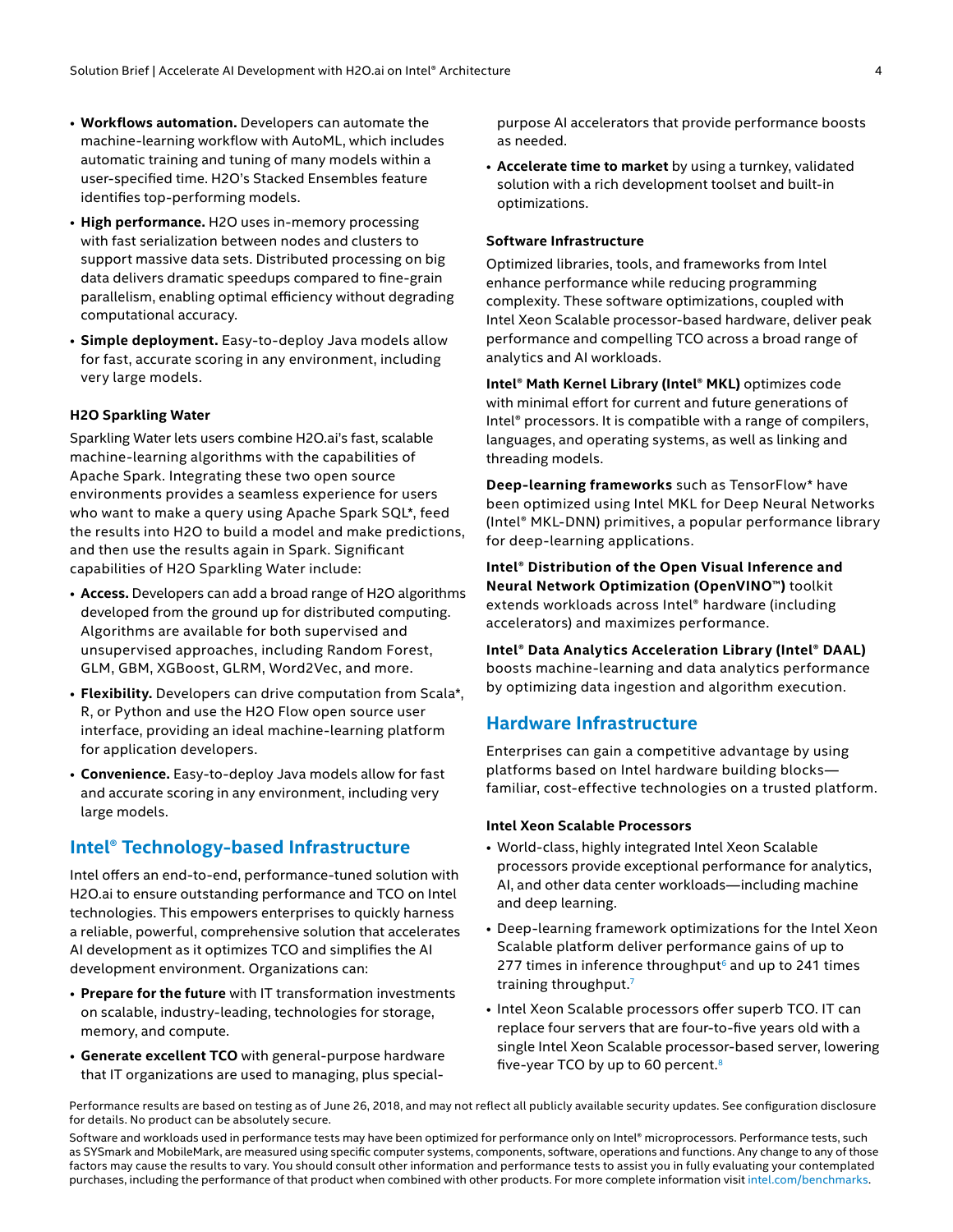- **Workflows automation.** Developers can automate the machine-learning workflow with AutoML, which includes automatic training and tuning of many models within a user-specified time. H2O's Stacked Ensembles feature identifies top-performing models.
- **High performance.** H2O uses in-memory processing with fast serialization between nodes and clusters to support massive data sets. Distributed processing on big data delivers dramatic speedups compared to fine-grain parallelism, enabling optimal efficiency without degrading computational accuracy.
- **Simple deployment.** Easy-to-deploy Java models allow for fast, accurate scoring in any environment, including very large models.

### H2O Sparkling Water

Sparkling Water lets users combine H2O.ai's fast, scalable machine-learning algorithms with the capabilities of Apache Spark. Integrating these two open source environments provides a seamless experience for users who want to make a query using Apache Spark SQL*, feed the results into H2O to build a model and make predictions, and then use the results again in Spark. Significant capabilities of H2O Sparkling Water include:

- **Access.** Developers can add a broad range of H2O algorithms developed from the ground up for distributed computing. Algorithms are available for both supervised and unsupervised approaches, including Random Forest, GLM, GBM, XGBoost, GLRM, Word2Vec, and more.
- **Flexibility.** Developers can drive computation from Scala*, R, or Python and use the H2O Flow open source user interface, providing an ideal machine-learning platform for application developers.
- **Convenience.** Easy-to-deploy Java models allow for fast and accurate scoring in any environment, including very large models.

## Intel® Technology-based Infrastructure

Intel offers an end-to-end, performance-tuned solution with H2O.ai to ensure outstanding performance and TCO on Intel technologies. This empowers enterprises to quickly harness a reliable, powerful, comprehensive solution that accelerates AI development as it optimizes TCO and simplifies the AI development environment. Organizations can:

- **Prepare for the future** with IT transformation investments on scalable, industry-leading, technologies for storage, memory, and compute.
- **Generate excellent TCO** with general-purpose hardware that IT organizations are used to managing, plus special-purpose AI accelerators that provide performance boosts as needed.
- **Accelerate time to market** by using a turnkey, validated solution with a rich development toolset and built-in optimizations.

### Software Infrastructure

Optimized libraries, tools, and frameworks from Intel enhance performance while reducing programming complexity. These software optimizations, coupled with Intel Xeon Scalable processor-based hardware, deliver peak performance and compelling TCO across a broad range of analytics and AI workloads.

**Intel® Math Kernel Library (Intel® MKL)** optimizes code with minimal effort for current and future generations of Intel® processors. It is compatible with a range of compilers, languages, and operating systems, as well as linking and threading models.

**Deep-learning frameworks** such as TensorFlow* have been optimized using Intel MKL for Deep Neural Networks (Intel® MKL-DNN) primitives, a popular performance library for deep-learning applications.

**Intel® Distribution of the Open Visual Inference and Neural Network Optimization (OpenVINO™)** toolkit extends workloads across Intel® hardware (including accelerators) and maximizes performance.

**Intel® Data Analytics Acceleration Library (Intel® DAAL)** boosts machine-learning and data analytics performance by optimizing data ingestion and algorithm execution.

## Hardware Infrastructure

Enterprises can gain a competitive advantage by using platforms based on Intel hardware building blocks—familiar, cost-effective technologies on a trusted platform.

### Intel Xeon Scalable Processors

- World-class, highly integrated Intel Xeon Scalable processors provide exceptional performance for analytics, AI, and other data center workloads—including machine and deep learning.
- Deep-learning framework optimizations for the Intel Xeon Scalable platform deliver performance gains of up to 277 times in inference throughput[6] and up to 241 times training throughput.[7]
- Intel Xeon Scalable processors offer superb TCO. IT can replace four servers that are four-to-five years old with a single Intel Xeon Scalable processor-based server, lowering five-year TCO by up to 60 percent.[8]

Performance results are based on testing as of June 26, 2018, and may not reflect all publicly available security updates. See configuration disclosure for details. No product can be absolutely secure.

Software and workloads used in performance tests may have been optimized for performance only on Intel® microprocessors. Performance tests, such as SYSmark and MobileMark, are measured using specific computer systems, components, software, operations and functions. Any change to any of those factors may cause the results to vary. You should consult other information and performance tests to assist you in fully evaluating your contemplated purchases, including the performance of that product when combined with other products. For more complete information visit intel.com/benchmarks.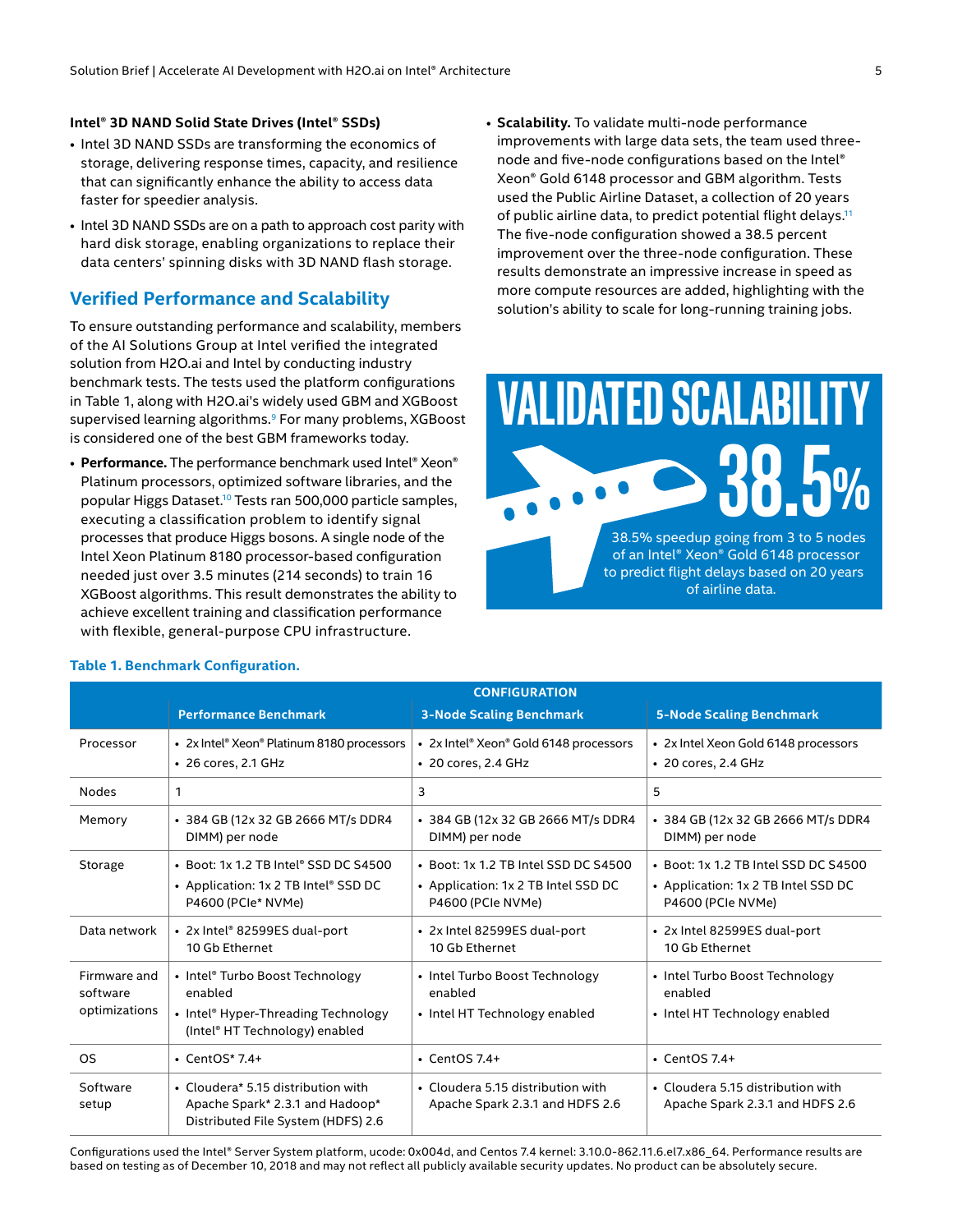**Intel® 3D NAND Solid State Drives (Intel® SSDs)**

- Intel 3D NAND SSDs are transforming the economics of storage, delivering response times, capacity, and resilience that can significantly enhance the ability to access data faster for speedier analysis.
- Intel 3D NAND SSDs are on a path to approach cost parity with hard disk storage, enabling organizations to replace their data centers' spinning disks with 3D NAND flash storage.

## Verified Performance and Scalability

To ensure outstanding performance and scalability, members of the AI Solutions Group at Intel verified the integrated solution from H2O.ai and Intel by conducting industry benchmark tests. The tests used the platform configurations in Table 1, along with H2O.ai's widely used GBM and XGBoost supervised learning algorithms.[9] For many problems, XGBoost is considered one of the best GBM frameworks today.

- **Performance.** The performance benchmark used Intel® Xeon® Platinum processors, optimized software libraries, and the popular Higgs Dataset.[10] Tests ran 500,000 particle samples, executing a classification problem to identify signal processes that produce Higgs bosons. A single node of the Intel Xeon Platinum 8180 processor-based configuration needed just over 3.5 minutes (214 seconds) to train 16 XGBoost algorithms. This result demonstrates the ability to achieve excellent training and classification performance with flexible, general-purpose CPU infrastructure.
- **Scalability.** To validate multi-node performance improvements with large data sets, the team used three-node and five-node configurations based on the Intel® Xeon® Gold 6148 processor and GBM algorithm. Tests used the Public Airline Dataset, a collection of 20 years of public airline data, to predict potential flight delays.[11] The five-node configuration showed a 38.5 percent improvement over the three-node configuration. These results demonstrate an impressive increase in speed as more compute resources are added, highlighting with the solution's ability to scale for long-running training jobs.

**VALIDATED SCALABILITY**

**38.5%**

38.5% speedup going from 3 to 5 nodes of an Intel® Xeon® Gold 6148 processor to predict flight delays based on 20 years of airline data.

**Table 1. Benchmark Configuration.**

| | CONFIGURATION | | |
|---|---|---|---|
| | **Performance Benchmark** | **3-Node Scaling Benchmark** | **5-Node Scaling Benchmark** |
| Processor | • 2x Intel® Xeon® Platinum 8180 processors<br>• 26 cores, 2.1 GHz | • 2x Intel® Xeon® Gold 6148 processors<br>• 20 cores, 2.4 GHz | • 2x Intel Xeon Gold 6148 processors<br>• 20 cores, 2.4 GHz |
| Nodes | 1 | 3 | 5 |
| Memory | • 384 GB (12x 32 GB 2666 MT/s DDR4 DIMM) per node | • 384 GB (12x 32 GB 2666 MT/s DDR4 DIMM) per node | • 384 GB (12x 32 GB 2666 MT/s DDR4 DIMM) per node |
| Storage | • Boot: 1x 1.2 TB Intel® SSD DC S4500<br>• Application: 1x 2 TB Intel® SSD DC P4600 (PCIe* NVMe) | • Boot: 1x 1.2 TB Intel SSD DC S4500<br>• Application: 1x 2 TB Intel SSD DC P4600 (PCIe NVMe) | • Boot: 1x 1.2 TB Intel SSD DC S4500<br>• Application: 1x 2 TB Intel SSD DC P4600 (PCIe NVMe) |
| Data network | • 2x Intel® 82599ES dual-port 10 Gb Ethernet | • 2x Intel 82599ES dual-port 10 Gb Ethernet | • 2x Intel 82599ES dual-port 10 Gb Ethernet |
| Firmware and software optimizations | • Intel® Turbo Boost Technology enabled<br>• Intel® Hyper-Threading Technology (Intel® HT Technology) enabled | • Intel Turbo Boost Technology enabled<br>• Intel HT Technology enabled | • Intel Turbo Boost Technology enabled<br>• Intel HT Technology enabled |
| OS | • CentOS* 7.4+ | • CentOS 7.4+ | • CentOS 7.4+ |
| Software setup | • Cloudera* 5.15 distribution with Apache Spark* 2.3.1 and Hadoop* Distributed File System (HDFS) 2.6 | • Cloudera 5.15 distribution with Apache Spark 2.3.1 and HDFS 2.6 | • Cloudera 5.15 distribution with Apache Spark 2.3.1 and HDFS 2.6 |

Configurations used the Intel® Server System platform, ucode: 0x004d, and Centos 7.4 kernel: 3.10.0-862.11.6.el7.x86_64. Performance results are based on testing as of December 10, 2018 and may not reflect all publicly available security updates. No product can be absolutely secure.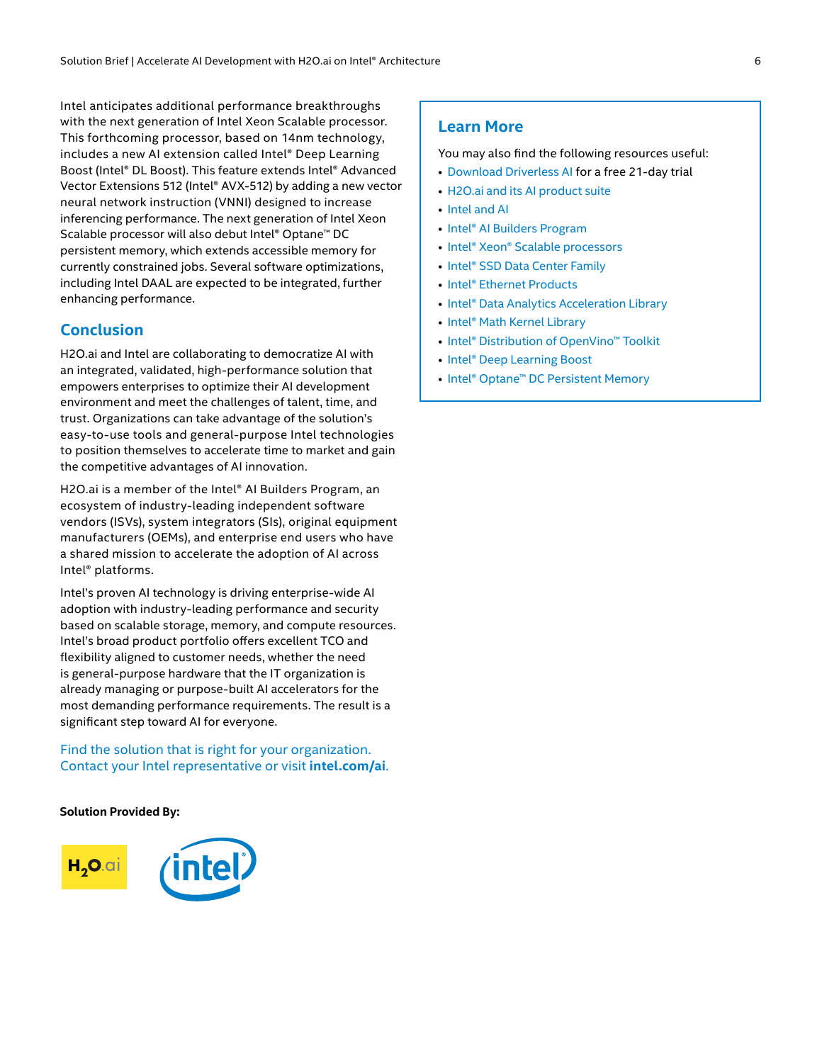Intel anticipates additional performance breakthroughs with the next generation of Intel Xeon Scalable processor. This forthcoming processor, based on 14nm technology, includes a new AI extension called Intel® Deep Learning Boost (Intel® DL Boost). This feature extends Intel® Advanced Vector Extensions 512 (Intel® AVX-512) by adding a new vector neural network instruction (VNNI) designed to increase inferencing performance. The next generation of Intel Xeon Scalable processor will also debut Intel® Optane™ DC persistent memory, which extends accessible memory for currently constrained jobs. Several software optimizations, including Intel DAAL are expected to be integrated, further enhancing performance.

## Conclusion

H2O.ai and Intel are collaborating to democratize AI with an integrated, validated, high-performance solution that empowers enterprises to optimize their AI development environment and meet the challenges of talent, time, and trust. Organizations can take advantage of the solution's easy-to-use tools and general-purpose Intel technologies to position themselves to accelerate time to market and gain the competitive advantages of AI innovation.

H2O.ai is a member of the Intel® AI Builders Program, an ecosystem of industry-leading independent software vendors (ISVs), system integrators (SIs), original equipment manufacturers (OEMs), and enterprise end users who have a shared mission to accelerate the adoption of AI across Intel® platforms.

Intel's proven AI technology is driving enterprise-wide AI adoption with industry-leading performance and security based on scalable storage, memory, and compute resources. Intel's broad product portfolio offers excellent TCO and flexibility aligned to customer needs, whether the need is general-purpose hardware that the IT organization is already managing or purpose-built AI accelerators for the most demanding performance requirements. The result is a significant step toward AI for everyone.

Find the solution that is right for your organization. Contact your Intel representative or visit **intel.com/ai**.

**Solution Provided By:**

H2O.ai Intel

## Learn More

You may also find the following resources useful:

- Download Driverless AI for a free 21-day trial
- H2O.ai and its AI product suite
- Intel and AI
- Intel® AI Builders Program
- Intel® Xeon® Scalable processors
- Intel® SSD Data Center Family
- Intel® Ethernet Products
- Intel® Data Analytics Acceleration Library
- Intel® Math Kernel Library
- Intel® Distribution of OpenVino™ Toolkit
- Intel® Deep Learning Boost
- Intel® Optane™ DC Persistent Memory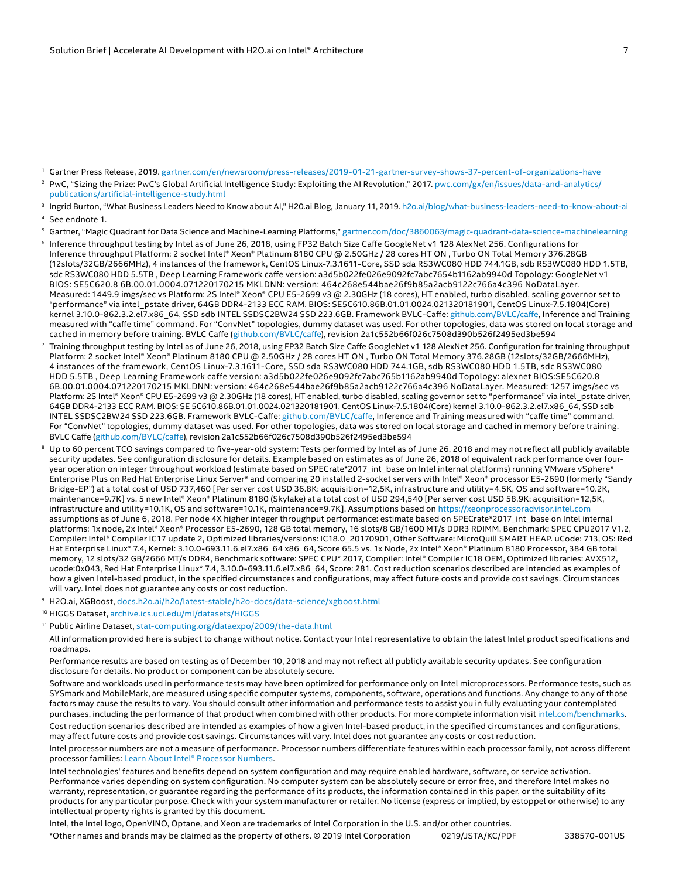[1] Gartner Press Release, 2019. gartner.com/en/newsroom/press-releases/2019-01-21-gartner-survey-shows-37-percent-of-organizations-have

[2] PwC, "Sizing the Prize: PwC's Global Artificial Intelligence Study: Exploiting the AI Revolution," 2017. pwc.com/gx/en/issues/data-and-analytics/publications/artificial-intelligence-study.html

[3] Ingrid Burton, "What Business Leaders Need to Know about AI," H2O.ai Blog, January 11, 2019. h2o.ai/blog/what-business-leaders-need-to-know-about-ai

[4] See endnote 1.

[5] Gartner, "Magic Quadrant for Data Science and Machine-Learning Platforms," gartner.com/doc/3860063/magic-quadrant-data-science-machinelearning

[6] Inference throughput testing by Intel as of June 26, 2018, using FP32 Batch Size Caffe GoogleNet v1 128 AlexNet 256. Configurations for Inference throughput Platform: 2 socket Intel® Xeon® Platinum 8180 CPU @ 2.50GHz / 28 cores HT ON , Turbo ON Total Memory 376.28GB (12slots/32GB/2666MHz), 4 instances of the framework, CentOS Linux-7.3.1611-Core, SSD sda RS3WC080 HDD 744.1GB, sdb RS3WC080 HDD 1.5TB, sdc RS3WC080 HDD 5.5TB , Deep Learning Framework caffe version: a3d5b022fe026e9092fc7abc7654b1162ab9940d Topology: GoogleNet v1 BIOS: SE5C620.8 6B.00.01.0004.071220170215 MKLDNN: version: 464c268e544bae26f9b85a2acb9122c766a4c396 NoDataLayer. Measured: 1449.9 imgs/sec vs Platform: 2S Intel® Xeon® CPU E5-2699 v3 @ 2.30GHz (18 cores), HT enabled, turbo disabled, scaling governor set to "performance" via intel_pstate driver, 64GB DDR4-2133 ECC RAM. BIOS: SE5C610.86B.01.01.0024.021320181901, CentOS Linux-7.5.1804(Core) kernel 3.10.0-862.3.2.el7.x86_64, SSD sdb INTEL SSDSC2BW24 SSD 223.6GB. Framework BVLC-Caffe: github.com/BVLC/caffe, Inference and Training measured with "caffe time" command. For "ConvNet" topologies, dummy dataset was used. For other topologies, data was stored on local storage and cached in memory before training. BVLC Caffe (github.com/BVLC/caffe), revision 2a1c552b66f026c7508d390b526f2495ed3be594

[7] Training throughput testing by Intel as of June 26, 2018, using FP32 Batch Size Caffe GoogleNet v1 128 AlexNet 256. Configuration for training throughput Platform: 2 socket Intel® Xeon® Platinum 8180 CPU @ 2.50GHz / 28 cores HT ON , Turbo ON Total Memory 376.28GB (12slots/32GB/2666MHz), 4 instances of the framework, CentOS Linux-7.3.1611-Core, SSD sda RS3WC080 HDD 744.1GB, sdb RS3WC080 HDD 1.5TB, sdc RS3WC080 HDD 5.5TB , Deep Learning Framework caffe version: a3d5b022fe026e9092fc7abc765b1162ab9940d Topology: alexnet BIOS:SE5C620.8 6B.00.01.0004.071220170215 MKLDNN: version: 464c268e544bae26f9b85a2acb9122c766a4c396 NoDataLayer. Measured: 1257 imgs/sec vs Platform: 2S Intel® Xeon® CPU E5-2699 v3 @ 2.30GHz (18 cores), HT enabled, turbo disabled, scaling governor set to "performance" via intel_pstate driver, 64GB DDR4-2133 ECC RAM. BIOS: SE 5C610.86B.01.01.0024.021320181901, CentOS Linux-7.5.1804(Core) kernel 3.10.0-862.3.2.el7.x86_64, SSD sdb INTEL SSDSC2BW24 SSD 223.6GB. Framework BVLC-Caffe: github.com/BVLC/caffe, Inference and Training measured with "caffe time" command. For "ConvNet" topologies, dummy dataset was used. For other topologies, data was stored on local storage and cached in memory before training. BVLC Caffe (github.com/BVLC/caffe), revision 2a1c552b66f026c7508d390b526f2495ed3be594

[8] Up to 60 percent TCO savings compared to five-year-old system: Tests performed by Intel as of June 26, 2018 and may not reflect all publicly available security updates. See configuration disclosure for details. Example based on estimates as of June 26, 2018 of equivalent rack performance over four-year operation on integer throughput workload (estimate based on SPECrate*2017_int_base on Intel internal platforms) running VMware vSphere* Enterprise Plus on Red Hat Enterprise Linux Server* and comparing 20 installed 2-socket servers with Intel® Xeon® processor E5-2690 (formerly "Sandy Bridge-EP") at a total cost of USD 737,460 [Per server cost USD 36.8K: acquisition=12,5K, infrastructure and utility=4.5K, OS and software=10.2K, maintenance=9.7K] vs. 5 new Intel® Xeon® Platinum 8180 (Skylake) at a total cost of USD 294,540 [Per server cost USD 58.9K: acquisition=12,5K, infrastructure and utility=10.1K, OS and software=10.1K, maintenance=9.7K]. Assumptions based on https://xeonprocessoradvisor.intel.com assumptions as of June 6, 2018. Per node 4X higher integer throughput performance: estimate based on SPECrate*2017_int_base on Intel internal platforms: 1x node, 2x Intel® Xeon® Processor E5-2690, 128 GB total memory, 16 slots/8 GB/1600 MT/s DDR3 RDIMM, Benchmark: SPEC CPU2017 V1.2, Compiler: Intel® Compiler IC17 update 2, Optimized libraries/versions: IC18.0_20170901, Other Software: MicroQuill SMART HEAP. uCode: 713, OS: Red Hat Enterprise Linux* 7.4, Kernel: 3.10.0-693.11.6.el7.x86_64 x86_64, Score 65.5 vs. 1x Node, 2x Intel® Xeon® Platinum 8180 Processor, 384 GB total memory, 12 slots/32 GB/2666 MT/s DDR4, Benchmark software: SPEC CPU* 2017, Compiler: Intel® Compiler IC18 OEM, Optimized libraries: AVX512, ucode:0x043, Red Hat Enterprise Linux* 7.4, 3.10.0-693.11.6.el7.x86_64, Score: 281. Cost reduction scenarios described are intended as examples of how a given Intel-based product, in the specified circumstances and configurations, may affect future costs and provide cost savings. Circumstances will vary. Intel does not guarantee any costs or cost reduction.

[9] H2O.ai, XGBoost, docs.h2o.ai/h2o/latest-stable/h2o-docs/data-science/xgboost.html

[10] HIGGS Dataset, archive.ics.uci.edu/ml/datasets/HIGGS

[11] Public Airline Dataset, stat-computing.org/dataexpo/2009/the-data.html

All information provided here is subject to change without notice. Contact your Intel representative to obtain the latest Intel product specifications and roadmaps.

Performance results are based on testing as of December 10, 2018 and may not reflect all publicly available security updates. See configuration disclosure for details. No product or component can be absolutely secure.

Software and workloads used in performance tests may have been optimized for performance only on Intel microprocessors. Performance tests, such as SYSmark and MobileMark, are measured using specific computer systems, components, software, operations and functions. Any change to any of those factors may cause the results to vary. You should consult other information and performance tests to assist you in fully evaluating your contemplated purchases, including the performance of that product when combined with other products. For more complete information visit intel.com/benchmarks.

Cost reduction scenarios described are intended as examples of how a given Intel-based product, in the specified circumstances and configurations, may affect future costs and provide cost savings. Circumstances will vary. Intel does not guarantee any costs or cost reduction.

Intel processor numbers are not a measure of performance. Processor numbers differentiate features within each processor family, not across different processor families: Learn About Intel® Processor Numbers.

Intel technologies' features and benefits depend on system configuration and may require enabled hardware, software, or service activation. Performance varies depending on system configuration. No computer system can be absolutely secure or error free, and therefore Intel makes no warranty, representation, or guarantee regarding the performance of its products, the information contained in this paper, or the suitability of its products for any particular purpose. Check with your system manufacturer or retailer. No license (express or implied, by estoppel or otherwise) to any intellectual property rights is granted by this document.

Intel, the Intel logo, OpenVINO, Optane, and Xeon are trademarks of Intel Corporation in the U.S. and/or other countries.

*Other names and brands may be claimed as the property of others. © 2019 Intel Corporation 0219/JSTA/KC/PDF 338570-001US